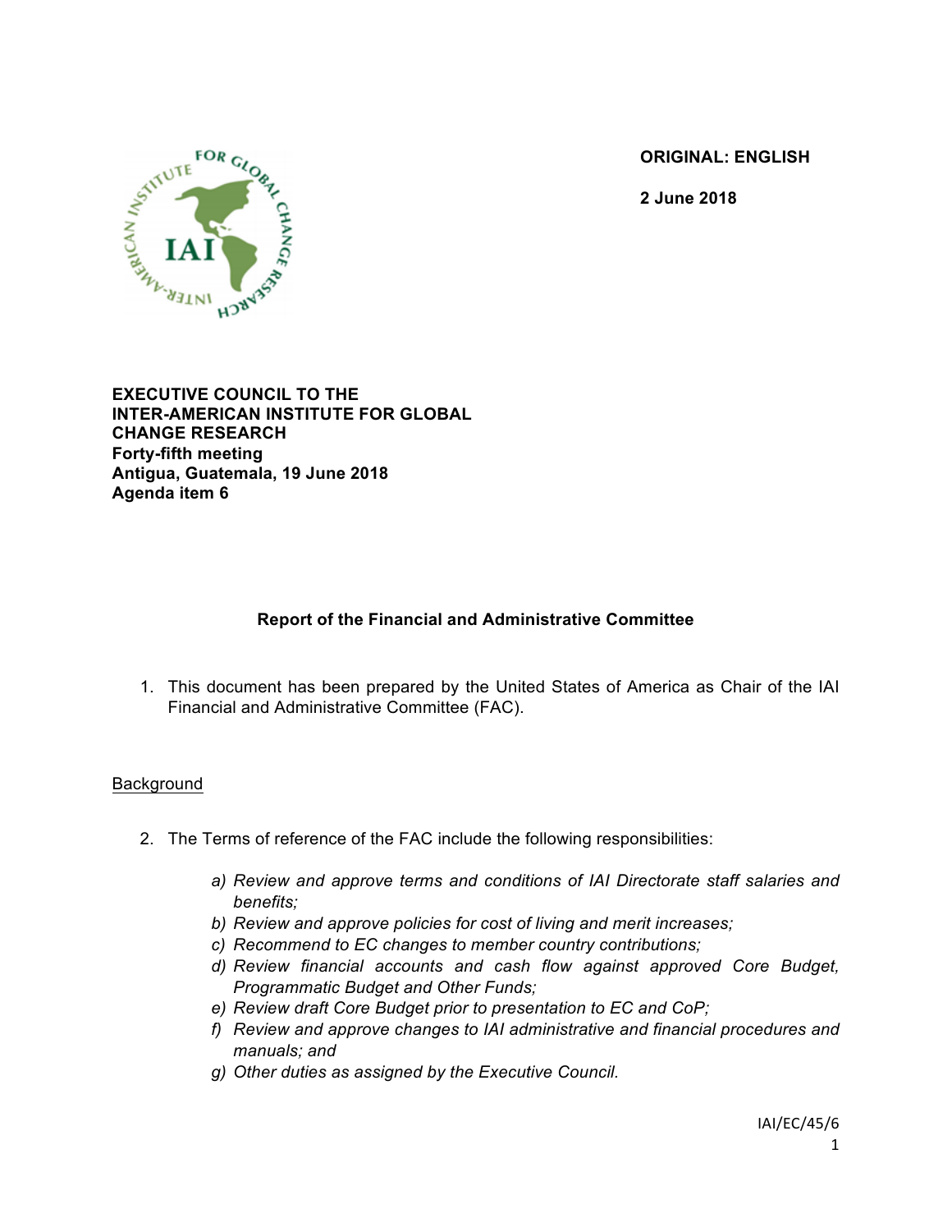**ORIGINAL: ENGLISH**

**2 June 2018**

**EXECUTIVE COUNCIL TO THE INTER-AMERICAN INSTITUTE FOR GLOBAL CHANGE RESEARCH**
**Forty-fifth meeting**
**Antigua, Guatemala, 19 June 2018**
**Agenda item 6**

## Report of the Financial and Administrative Committee

1. This document has been prepared by the United States of America as Chair of the IAI Financial and Administrative Committee (FAC).

### Background

2. The Terms of reference of the FAC include the following responsibilities:

   a) *Review and approve terms and conditions of IAI Directorate staff salaries and benefits;*
   b) *Review and approve policies for cost of living and merit increases;*
   c) *Recommend to EC changes to member country contributions;*
   d) *Review financial accounts and cash flow against approved Core Budget, Programmatic Budget and Other Funds;*
   e) *Review draft Core Budget prior to presentation to EC and CoP;*
   f) *Review and approve changes to IAI administrative and financial procedures and manuals; and*
   g) *Other duties as assigned by the Executive Council.*

IAI/EC/45/6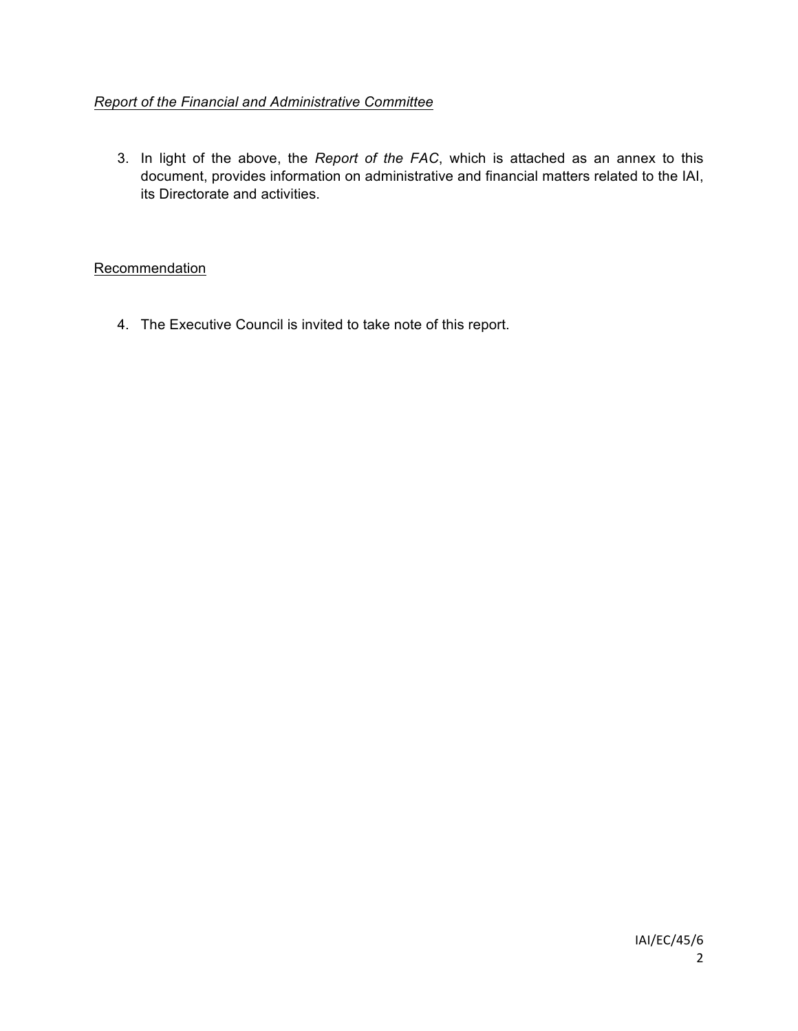*Report of the Financial and Administrative Committee*

3. In light of the above, the *Report of the FAC*, which is attached as an annex to this document, provides information on administrative and financial matters related to the IAI, its Directorate and activities.

Recommendation

4. The Executive Council is invited to take note of this report.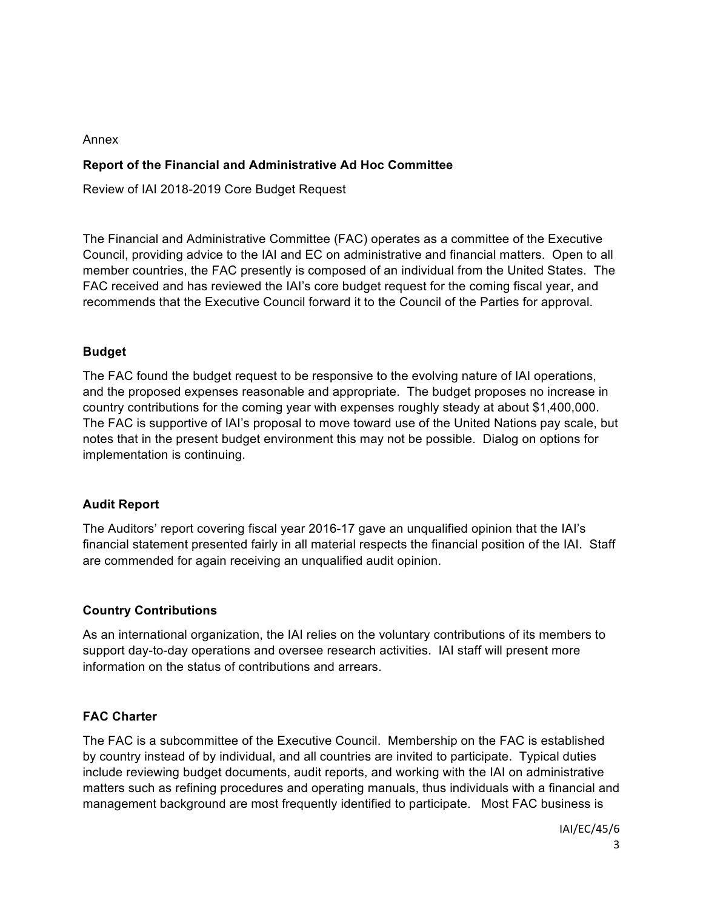Annex

**Report of the Financial and Administrative Ad Hoc Committee**

Review of IAI 2018-2019 Core Budget Request

The Financial and Administrative Committee (FAC) operates as a committee of the Executive Council, providing advice to the IAI and EC on administrative and financial matters. Open to all member countries, the FAC presently is composed of an individual from the United States. The FAC received and has reviewed the IAI's core budget request for the coming fiscal year, and recommends that the Executive Council forward it to the Council of the Parties for approval.

## Budget

The FAC found the budget request to be responsive to the evolving nature of IAI operations, and the proposed expenses reasonable and appropriate. The budget proposes no increase in country contributions for the coming year with expenses roughly steady at about $1,400,000. The FAC is supportive of IAI's proposal to move toward use of the United Nations pay scale, but notes that in the present budget environment this may not be possible. Dialog on options for implementation is continuing.

## Audit Report

The Auditors' report covering fiscal year 2016-17 gave an unqualified opinion that the IAI's financial statement presented fairly in all material respects the financial position of the IAI. Staff are commended for again receiving an unqualified audit opinion.

## Country Contributions

As an international organization, the IAI relies on the voluntary contributions of its members to support day-to-day operations and oversee research activities. IAI staff will present more information on the status of contributions and arrears.

## FAC Charter

The FAC is a subcommittee of the Executive Council. Membership on the FAC is established by country instead of by individual, and all countries are invited to participate. Typical duties include reviewing budget documents, audit reports, and working with the IAI on administrative matters such as refining procedures and operating manuals, thus individuals with a financial and management background are most frequently identified to participate. Most FAC business is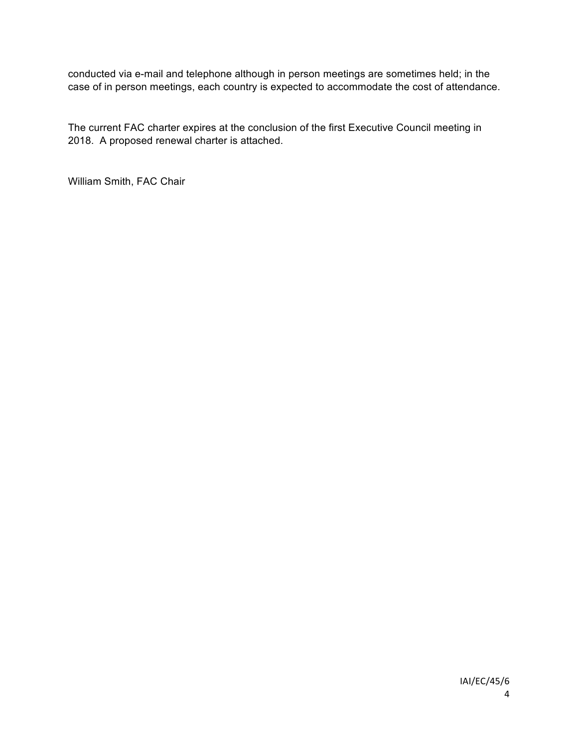conducted via e-mail and telephone although in person meetings are sometimes held; in the case of in person meetings, each country is expected to accommodate the cost of attendance.

The current FAC charter expires at the conclusion of the first Executive Council meeting in 2018. A proposed renewal charter is attached.

William Smith, FAC Chair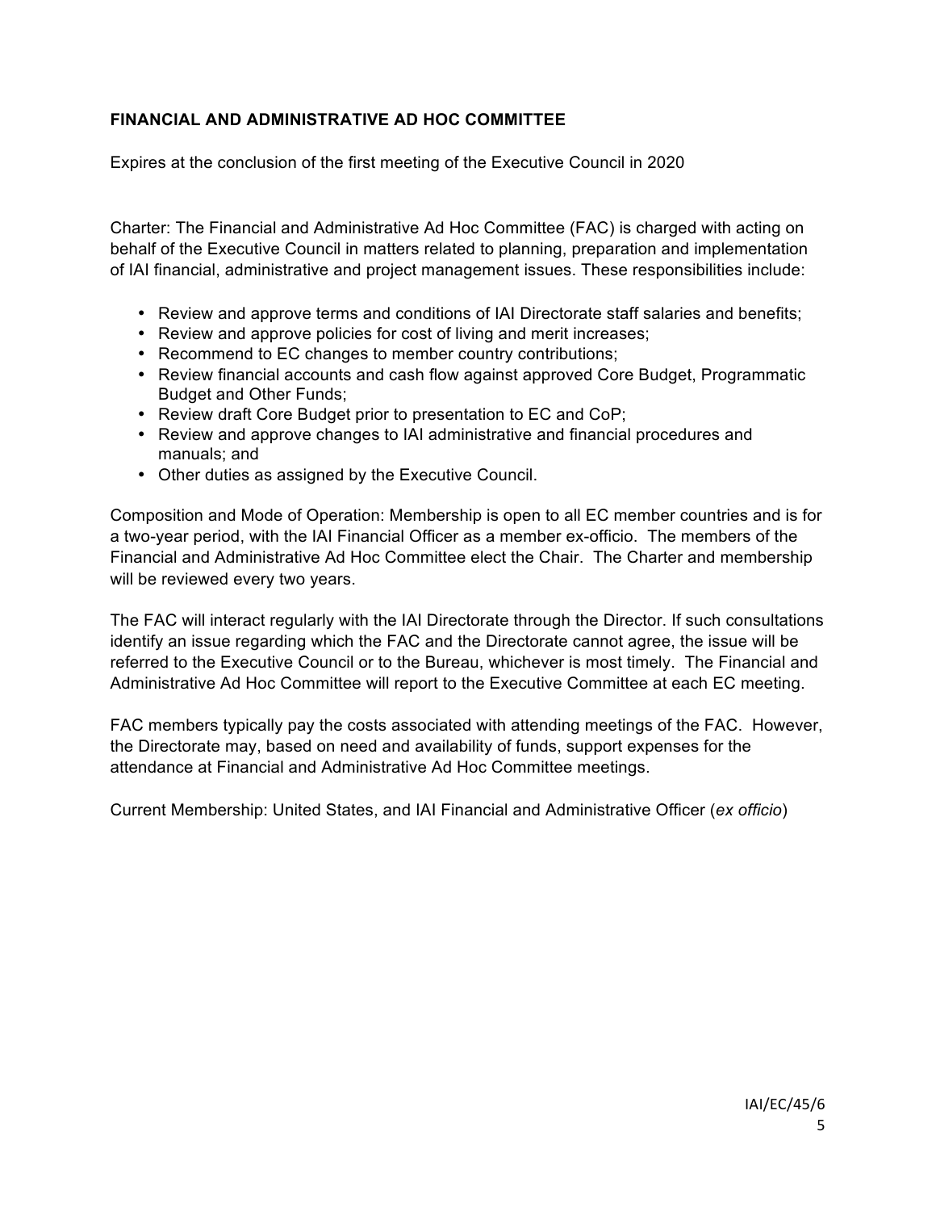**FINANCIAL AND ADMINISTRATIVE AD HOC COMMITTEE**

Expires at the conclusion of the first meeting of the Executive Council in 2020

Charter: The Financial and Administrative Ad Hoc Committee (FAC) is charged with acting on behalf of the Executive Council in matters related to planning, preparation and implementation of IAI financial, administrative and project management issues. These responsibilities include:

- Review and approve terms and conditions of IAI Directorate staff salaries and benefits;
- Review and approve policies for cost of living and merit increases;
- Recommend to EC changes to member country contributions;
- Review financial accounts and cash flow against approved Core Budget, Programmatic Budget and Other Funds;
- Review draft Core Budget prior to presentation to EC and CoP;
- Review and approve changes to IAI administrative and financial procedures and manuals; and
- Other duties as assigned by the Executive Council.

Composition and Mode of Operation: Membership is open to all EC member countries and is for a two-year period, with the IAI Financial Officer as a member ex-officio. The members of the Financial and Administrative Ad Hoc Committee elect the Chair. The Charter and membership will be reviewed every two years.

The FAC will interact regularly with the IAI Directorate through the Director. If such consultations identify an issue regarding which the FAC and the Directorate cannot agree, the issue will be referred to the Executive Council or to the Bureau, whichever is most timely. The Financial and Administrative Ad Hoc Committee will report to the Executive Committee at each EC meeting.

FAC members typically pay the costs associated with attending meetings of the FAC. However, the Directorate may, based on need and availability of funds, support expenses for the attendance at Financial and Administrative Ad Hoc Committee meetings.

Current Membership: United States, and IAI Financial and Administrative Officer (*ex officio*)

IAI/EC/45/6